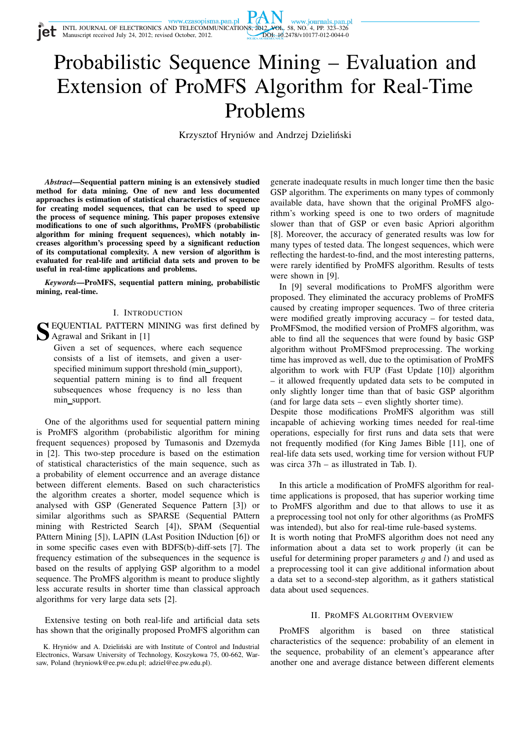// Probabilistic Sequence Mining – Evaluation and Extension of ProMFS Algorithm for Real-Time Problems

Krzysztof Hryniów and Andrzej Dzieliński

***Abstract*—Sequential pattern mining is an extensively studied method for data mining. One of new and less documented approaches is estimation of statistical characteristics of sequence for creating model sequences, that can be used to speed up the process of sequence mining. This paper proposes extensive modifications to one of such algorithms, ProMFS (probabilistic algorithm for mining frequent sequences), which notably increases algorithm's processing speed by a significant reduction of its computational complexity. A new version of algorithm is evaluated for real-life and artificial data sets and proven to be useful in real-time applications and problems.**

***Keywords*—ProMFS, sequential pattern mining, probabilistic mining, real-time.**

## I. Introduction

SEQUENTIAL PATTERN MINING was first defined by Agrawal and Srikant in [1]

> Given a set of sequences, where each sequence consists of a list of itemsets, and given a user-specified minimum support threshold (min_support), sequential pattern mining is to find all frequent subsequences whose frequency is no less than min_support.

One of the algorithms used for sequential pattern mining is ProMFS algorithm (probabilistic algorithm for mining frequent sequences) proposed by Tumasonis and Dzemyda in [2]. This two-step procedure is based on the estimation of statistical characteristics of the main sequence, such as a probability of element occurrence and an average distance between different elements. Based on such characteristics the algorithm creates a shorter, model sequence which is analysed with GSP (Generated Sequence Pattern [3]) or similar algorithms such as SPARSE (Sequential PAttern mining with Restricted Search [4]), SPAM (Sequential PAttern Mining [5]), LAPIN (LAst Position INduction [6]) or in some specific cases even with BDFS(b)-diff-sets [7]. The frequency estimation of the subsequences in the sequence is based on the results of applying GSP algorithm to a model sequence. The ProMFS algorithm is meant to produce slightly less accurate results in shorter time than classical approach algorithms for very large data sets [2].

Extensive testing on both real-life and artificial data sets has shown that the originally proposed ProMFS algorithm can generate inadequate results in much longer time then the basic GSP algorithm. The experiments on many types of commonly available data, have shown that the original ProMFS algorithm's working speed is one to two orders of magnitude slower than that of GSP or even basic Apriori algorithm [8]. Moreover, the accuracy of generated results was low for many types of tested data. The longest sequences, which were reflecting the hardest-to-find, and the most interesting patterns, were rarely identified by ProMFS algorithm. Results of tests were shown in [9].

In [9] several modifications to ProMFS algorithm were proposed. They eliminated the accuracy problems of ProMFS caused by creating improper sequences. Two of three criteria were modified greatly improving accuracy – for tested data, ProMFSmod, the modified version of ProMFS algorithm, was able to find all the sequences that were found by basic GSP algorithm without ProMFSmod preprocessing. The working time has improved as well, due to the optimisation of ProMFS algorithm to work with FUP (Fast Update [10]) algorithm – it allowed frequently updated data sets to be computed in only slightly longer time than that of basic GSP algorithm (and for large data sets – even slightly shorter time).
Despite those modifications ProMFS algorithm was still incapable of achieving working times needed for real-time operations, especially for first runs and data sets that were not frequently modified (for King James Bible [11], one of real-life data sets used, working time for version without FUP was circa 37h – as illustrated in Tab. I).

In this article a modification of ProMFS algorithm for real-time applications is proposed, that has superior working time to ProMFS algorithm and due to that allows to use it as a preprocessing tool not only for other algorithms (as ProMFS was intended), but also for real-time rule-based systems.
It is worth noting that ProMFS algorithm does not need any information about a data set to work properly (it can be useful for determining proper parameters $g$ and $l$) and used as a preprocessing tool it can give additional information about a data set to a second-step algorithm, as it gathers statistical data about used sequences.

## II. ProMFS Algorithm Overview

ProMFS algorithm is based on three statistical characteristics of the sequence: probability of an element in the sequence, probability of an element's appearance after another one and average distance between different elements

K. Hryniów and A. Dzieliński are with Institute of Control and Industrial Electronics, Warsaw University of Technology, Koszykowa 75, 00-662, Warsaw, Poland (hryniowk@ee.pw.edu.pl; adziel@ee.pw.edu.pl).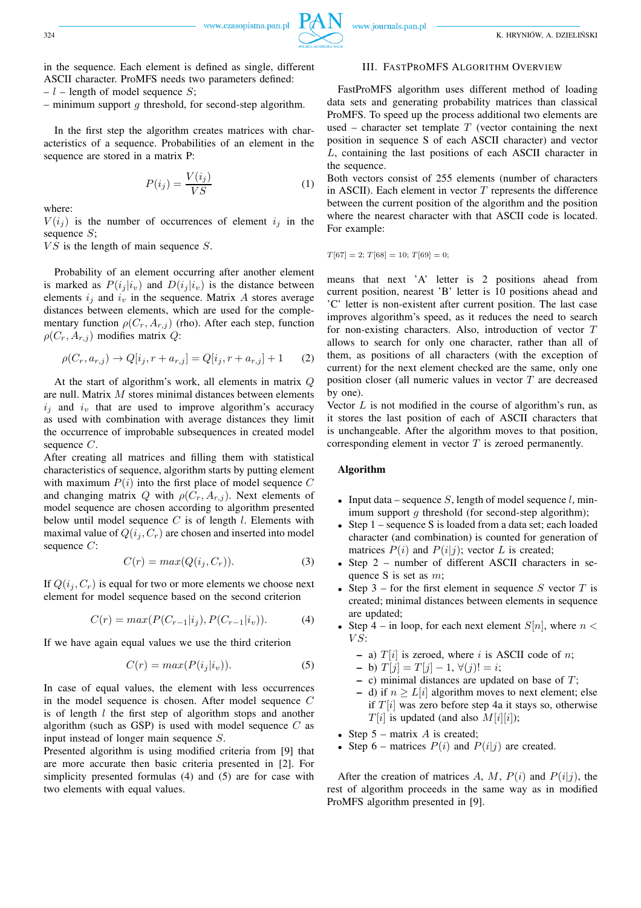in the sequence. Each element is defined as single, different ASCII character. ProMFS needs two parameters defined:
– $l$ – length of model sequence $S$;
– minimum support $g$ threshold, for second-step algorithm.

In the first step the algorithm creates matrices with characteristics of a sequence. Probabilities of an element in the sequence are stored in a matrix P:

$$P(i_j) = \frac{V(i_j)}{VS} \tag{1}$$

where:
$V(i_j)$ is the number of occurrences of element $i_j$ in the sequence $S$;
$VS$ is the length of main sequence $S$.

Probability of an element occurring after another element is marked as $P(i_j|i_v)$ and $D(i_j|i_v)$ is the distance between elements $i_j$ and $i_v$ in the sequence. Matrix $A$ stores average distances between elements, which are used for the complementary function $\rho(C_r, A_{r,j})$ (rho). After each step, function $\rho(C_r, A_{r,j})$ modifies matrix $Q$:

$$\rho(C_r, a_{r,j}) \rightarrow Q[i_j, r + a_{r,j}] = Q[i_j, r + a_{r,j}] + 1 \tag{2}$$

At the start of algorithm's work, all elements in matrix $Q$ are null. Matrix $M$ stores minimal distances between elements $i_j$ and $i_v$ that are used to improve algorithm's accuracy as used with combination with average distances they limit the occurrence of improbable subsequences in created model sequence $C$.
After creating all matrices and filling them with statistical characteristics of sequence, algorithm starts by putting element with maximum $P(i)$ into the first place of model sequence $C$ and changing matrix $Q$ with $\rho(C_r, A_{r,j})$. Next elements of model sequence are chosen according to algorithm presented below until model sequence $C$ is of length $l$. Elements with maximal value of $Q(i_j, C_r)$ are chosen and inserted into model sequence $C$:

$$C(r) = max(Q(i_j, C_r)). \tag{3}$$

If $Q(i_j, C_r)$ is equal for two or more elements we choose next element for model sequence based on the second criterion

$$C(r) = max(P(C_{r-1}|i_j), P(C_{r-1}|i_v)). \tag{4}$$

If we have again equal values we use the third criterion

$$C(r) = max(P(i_j|i_v)). \tag{5}$$

In case of equal values, the element with less occurrences in the model sequence is chosen. After model sequence $C$ is of length $l$ the first step of algorithm stops and another algorithm (such as GSP) is used with model sequence $C$ as input instead of longer main sequence $S$.
Presented algorithm is using modified criteria from [9] that are more accurate then basic criteria presented in [2]. For simplicity presented formulas (4) and (5) are for case with two elements with equal values.

## III. FastProMFS Algorithm Overview

FastProMFS algorithm uses different method of loading data sets and generating probability matrices than classical ProMFS. To speed up the process additional two elements are used – character set template $T$ (vector containing the next position in sequence S of each ASCII character) and vector $L$, containing the last positions of each ASCII character in the sequence.
Both vectors consist of 255 elements (number of characters in ASCII). Each element in vector $T$ represents the difference between the current position of the algorithm and the position where the nearest character with that ASCII code is located. For example:

$T[67] = 2$; $T[68] = 10$; $T[69] = 0$;

means that next 'A' letter is 2 positions ahead from current position, nearest 'B' letter is 10 positions ahead and 'C' letter is non-existent after current position. The last case improves algorithm's speed, as it reduces the need to search for non-existing characters. Also, introduction of vector $T$ allows to search for only one character, rather than all of them, as positions of all characters (with the exception of current) for the next element checked are the same, only one position closer (all numeric values in vector $T$ are decreased by one).
Vector $L$ is not modified in the course of algorithm's run, as it stores the last position of each of ASCII characters that is unchangeable. After the algorithm moves to that position, corresponding element in vector $T$ is zeroed permanently.

### Algorithm

- Input data – sequence $S$, length of model sequence $l$, minimum support $g$ threshold (for second-step algorithm);
- Step 1 – sequence S is loaded from a data set; each loaded character (and combination) is counted for generation of matrices $P(i)$ and $P(i|j)$; vector $L$ is created;
- Step 2 – number of different ASCII characters in sequence S is set as $m$;
- Step 3 – for the first element in sequence $S$ vector $T$ is created; minimal distances between elements in sequence are updated;
- Step 4 – in loop, for each next element $S[n]$, where $n < VS$:
  - a) $T[i]$ is zeroed, where $i$ is ASCII code of $n$;
  - b) $T[j] = T[j] - 1, \forall(j)! = i$;
  - c) minimal distances are updated on base of $T$;
  - d) if $n \geq L[i]$ algorithm moves to next element; else if $T[i]$ was zero before step 4a it stays so, otherwise $T[i]$ is updated (and also $M[i][i]$);
- Step 5 – matrix $A$ is created;
- Step 6 – matrices $P(i)$ and $P(i|j)$ are created.

After the creation of matrices $A$, $M$, $P(i)$ and $P(i|j)$, the rest of algorithm proceeds in the same way as in modified ProMFS algorithm presented in [9].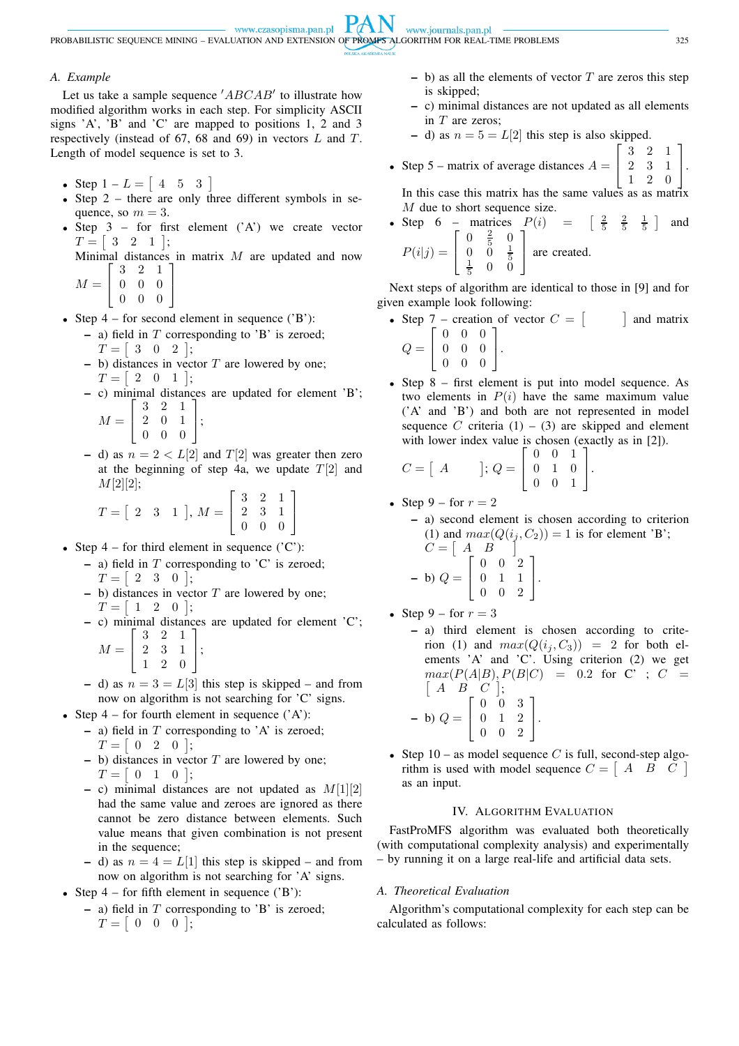### A. Example

Let us take a sample sequence $'ABCAB'$ to illustrate how modified algorithm works in each step. For simplicity ASCII signs 'A', 'B' and 'C' are mapped to positions 1, 2 and 3 respectively (instead of 67, 68 and 69) in vectors $L$ and $T$. Length of model sequence is set to 3.

- Step 1 – $L = \begin{bmatrix} 4 & 5 & 3 \end{bmatrix}$
- Step 2 – there are only three different symbols in sequence, so $m = 3$.
- Step 3 – for first element ('A') we create vector $T = \begin{bmatrix} 3 & 2 & 1 \end{bmatrix}$;
  Minimal distances in matrix $M$ are updated and now $M = \begin{bmatrix} 3 & 2 & 1 \\ 0 & 0 & 0 \\ 0 & 0 & 0 \end{bmatrix}$
- Step 4 – for second element in sequence ('B'):
  - a) field in $T$ corresponding to 'B' is zeroed; $T = \begin{bmatrix} 3 & 0 & 2 \end{bmatrix}$;
  - b) distances in vector $T$ are lowered by one; $T = \begin{bmatrix} 2 & 0 & 1 \end{bmatrix}$;
  - c) minimal distances are updated for element 'B'; $M = \begin{bmatrix} 3 & 2 & 1 \\ 2 & 0 & 1 \\ 0 & 0 & 0 \end{bmatrix}$;
  - d) as $n = 2 < L[2]$ and $T[2]$ was greater then zero at the beginning of step 4a, we update $T[2]$ and $M[2][2]$;
    $T = \begin{bmatrix} 2 & 3 & 1 \end{bmatrix}$, $M = \begin{bmatrix} 3 & 2 & 1 \\ 2 & 3 & 1 \\ 0 & 0 & 0 \end{bmatrix}$
- Step 4 – for third element in sequence ('C'):
  - a) field in $T$ corresponding to 'C' is zeroed; $T = \begin{bmatrix} 2 & 3 & 0 \end{bmatrix}$;
  - b) distances in vector $T$ are lowered by one; $T = \begin{bmatrix} 1 & 2 & 0 \end{bmatrix}$;
  - c) minimal distances are updated for element 'C'; $M = \begin{bmatrix} 3 & 2 & 1 \\ 2 & 3 & 1 \\ 1 & 2 & 0 \end{bmatrix}$;
  - d) as $n = 3 = L[3]$ this step is skipped – and from now on algorithm is not searching for 'C' signs.
- Step 4 – for fourth element in sequence ('A'):
  - a) field in $T$ corresponding to 'A' is zeroed; $T = \begin{bmatrix} 0 & 2 & 0 \end{bmatrix}$;
  - b) distances in vector $T$ are lowered by one; $T = \begin{bmatrix} 0 & 1 & 0 \end{bmatrix}$;
  - c) minimal distances are not updated as $M[1][2]$ had the same value and zeroes are ignored as there cannot be zero distance between elements. Such value means that given combination is not present in the sequence;
  - d) as $n = 4 = L[1]$ this step is skipped – and from now on algorithm is not searching for 'A' signs.
- Step 4 – for fifth element in sequence ('B'):
  - a) field in $T$ corresponding to 'B' is zeroed; $T = \begin{bmatrix} 0 & 0 & 0 \end{bmatrix}$;
  - b) as all the elements of vector $T$ are zeros this step is skipped;
  - c) minimal distances are not updated as all elements in $T$ are zeros;
  - d) as $n = 5 = L[2]$ this step is also skipped.
- Step 5 – matrix of average distances $A = \begin{bmatrix} 3 & 2 & 1 \\ 2 & 3 & 1 \\ 1 & 2 & 0 \end{bmatrix}$.
  In this case this matrix has the same values as as matrix $M$ due to short sequence size.
- Step 6 – matrices $P(i) = \begin{bmatrix} \frac{2}{5} & \frac{2}{5} & \frac{1}{5} \end{bmatrix}$ and $P(i|j) = \begin{bmatrix} 0 & \frac{2}{5} & 0 \\ 0 & 0 & \frac{1}{5} \\ \frac{1}{5} & 0 & 0 \end{bmatrix}$ are created.

Next steps of algorithm are identical to those in [9] and for given example look following:

- Step 7 – creation of vector $C = \begin{bmatrix} \quad \end{bmatrix}$ and matrix $Q = \begin{bmatrix} 0 & 0 & 0 \\ 0 & 0 & 0 \\ 0 & 0 & 0 \end{bmatrix}$.
- Step 8 – first element is put into model sequence. As two elements in $P(i)$ have the same maximum value ('A' and 'B') and both are not represented in model sequence $C$ criteria (1) – (3) are skipped and element with lower index value is chosen (exactly as in [2]).
  $C = \begin{bmatrix} A & & \end{bmatrix}$; $Q = \begin{bmatrix} 0 & 0 & 1 \\ 0 & 1 & 0 \\ 0 & 0 & 1 \end{bmatrix}$.
- Step 9 – for $r = 2$
  - a) second element is chosen according to criterion (1) and $max(Q(i_j, C_2)) = 1$ is for element 'B'; $C = \begin{bmatrix} A & B & \end{bmatrix}$
  - b) $Q = \begin{bmatrix} 0 & 0 & 2 \\ 0 & 1 & 1 \\ 0 & 0 & 2 \end{bmatrix}$.
- Step 9 – for $r = 3$
  - a) third element is chosen according to criterion (1) and $max(Q(i_j, C_3)) = 2$ for both elements 'A' and 'C'. Using criterion (2) we get $max(P(A|B), P(B|C) = 0.2$ for C' ; $C = \begin{bmatrix} A & B & C \end{bmatrix}$;
  - b) $Q = \begin{bmatrix} 0 & 0 & 3 \\ 0 & 1 & 2 \\ 0 & 0 & 2 \end{bmatrix}$.
- Step 10 – as model sequence $C$ is full, second-step algorithm is used with model sequence $C = \begin{bmatrix} A & B & C \end{bmatrix}$ as an input.

## IV. Algorithm Evaluation

FastProMFS algorithm was evaluated both theoretically (with computational complexity analysis) and experimentally – by running it on a large real-life and artificial data sets.

### A. Theoretical Evaluation

Algorithm's computational complexity for each step can be calculated as follows: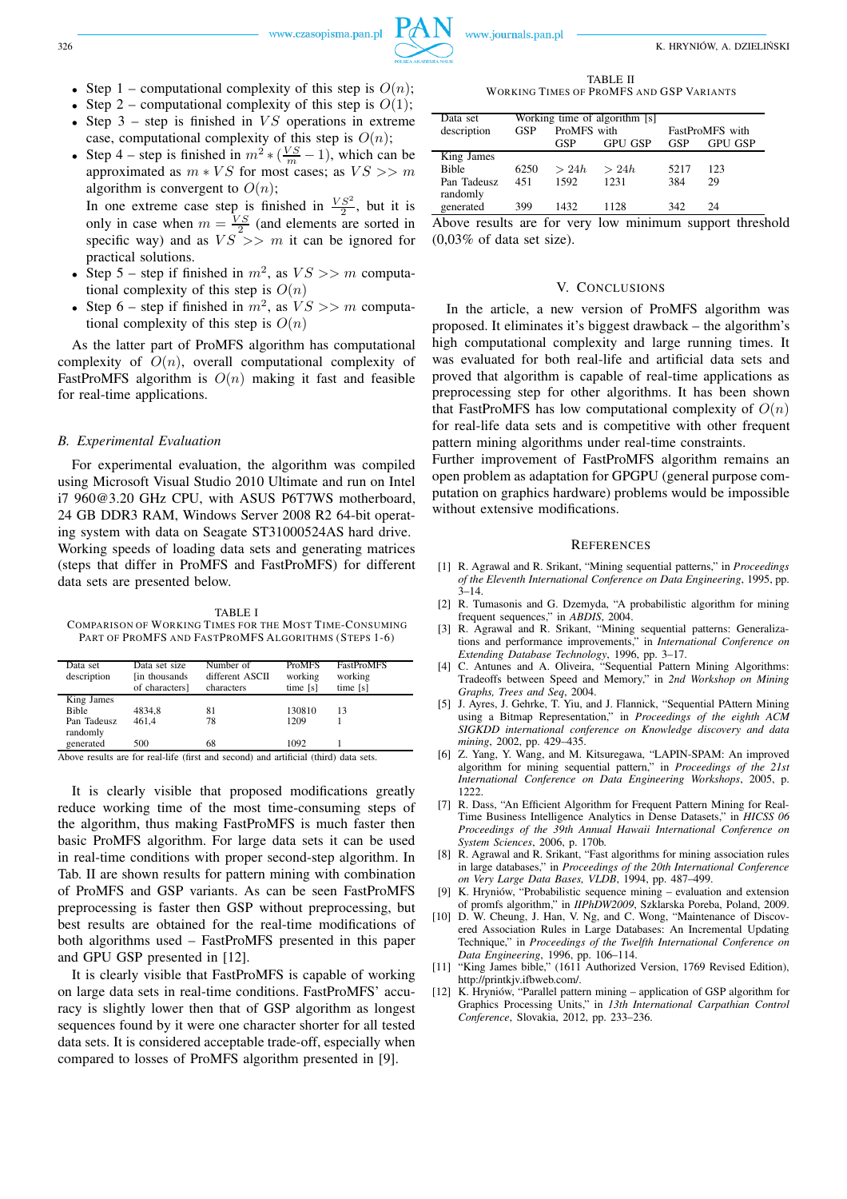- Step 1 – computational complexity of this step is $O(n)$;
- Step 2 – computational complexity of this step is $O(1)$;
- Step 3 – step is finished in $VS$ operations in extreme case, computational complexity of this step is $O(n)$;
- Step 4 – step is finished in $m^2 * (\frac{VS}{m} - 1)$, which can be approximated as $m * VS$ for most cases; as $VS >> m$ algorithm is convergent to $O(n)$;
  In one extreme case step is finished in $\frac{VS^2}{2}$, but it is only in case when $m = \frac{VS}{2}$ (and elements are sorted in specific way) and as $VS >> m$ it can be ignored for practical solutions.
- Step 5 – step if finished in $m^2$, as $VS >> m$ computational complexity of this step is $O(n)$
- Step 6 – step if finished in $m^2$, as $VS >> m$ computational complexity of this step is $O(n)$

As the latter part of ProMFS algorithm has computational complexity of $O(n)$, overall computational complexity of FastProMFS algorithm is $O(n)$ making it fast and feasible for real-time applications.

### B. Experimental Evaluation

For experimental evaluation, the algorithm was compiled using Microsoft Visual Studio 2010 Ultimate and run on Intel i7 960@3.20 GHz CPU, with ASUS P6T7WS motherboard, 24 GB DDR3 RAM, Windows Server 2008 R2 64-bit operating system with data on Seagate ST31000524AS hard drive. Working speeds of loading data sets and generating matrices (steps that differ in ProMFS and FastProMFS) for different data sets are presented below.

TABLE I
COMPARISON OF WORKING TIMES FOR THE MOST TIME-CONSUMING PART OF PROMFS AND FASTPROMFS ALGORITHMS (STEPS 1-6)

| Data set description | Data set size [in thousands of characters] | Number of different ASCII characters | ProMFS working time [s] | FastProMFS working time [s] |
|---|---|---|---|---|
| King James Bible | 4834,8 | 81 | 130810 | 13 |
| Pan Tadeusz | 461,4 | 78 | 1209 | 1 |
| randomly generated | 500 | 68 | 1092 | 1 |

Above results are for real-life (first and second) and artificial (third) data sets.

It is clearly visible that proposed modifications greatly reduce working time of the most time-consuming steps of the algorithm, thus making FastProMFS is much faster then basic ProMFS algorithm. For large data sets it can be used in real-time conditions with proper second-step algorithm. In Tab. II are shown results for pattern mining with combination of ProMFS and GSP variants. As can be seen FastProMFS preprocessing is faster then GSP without preprocessing, but best results are obtained for the real-time modifications of both algorithms used – FastProMFS presented in this paper and GPU GSP presented in [12].

It is clearly visible that FastProMFS is capable of working on large data sets in real-time conditions. FastProMFS' accuracy is slightly lower then that of GSP algorithm as longest sequences found by it were one character shorter for all tested data sets. It is considered acceptable trade-off, especially when compared to losses of ProMFS algorithm presented in [9].

TABLE II
WORKING TIMES OF PROMFS AND GSP VARIANTS

| Data set description | Working time of algorithm [s] | | | | |
|---|---|---|---|---|---|
| | GSP | ProMFS with | | FastProMFS with | |
| | | GSP | GPU GSP | GSP | GPU GSP |
| King James Bible | 6250 | $> 24h$ | $> 24h$ | 5217 | 123 |
| Pan Tadeusz | 451 | 1592 | 1231 | 384 | 29 |
| randomly generated | 399 | 1432 | 1128 | 342 | 24 |

Above results are for very low minimum support threshold (0,03% of data set size).

## V. CONCLUSIONS

In the article, a new version of ProMFS algorithm was proposed. It eliminates it's biggest drawback – the algorithm's high computational complexity and large running times. It was evaluated for both real-life and artificial data sets and proved that algorithm is capable of real-time applications as preprocessing step for other algorithms. It has been shown that FastProMFS has low computational complexity of $O(n)$ for real-life data sets and is competitive with other frequent pattern mining algorithms under real-time constraints.
Further improvement of FastProMFS algorithm remains an open problem as adaptation for GPGPU (general purpose computation on graphics hardware) problems would be impossible without extensive modifications.

## REFERENCES

[1] R. Agrawal and R. Srikant, "Mining sequential patterns," in *Proceedings of the Eleventh International Conference on Data Engineering*, 1995, pp. 3–14.

[2] R. Tumasonis and G. Dzemyda, "A probabilistic algorithm for mining frequent sequences," in *ABDIS*, 2004.

[3] R. Agrawal and R. Srikant, "Mining sequential patterns: Generalizations and performance improvements," in *International Conference on Extending Database Technology*, 1996, pp. 3–17.

[4] C. Antunes and A. Oliveira, "Sequential Pattern Mining Algorithms: Tradeoffs between Speed and Memory," in *2nd Workshop on Mining Graphs, Trees and Seq*, 2004.

[5] J. Ayres, J. Gehrke, T. Yiu, and J. Flannick, "Sequential PAttern Mining using a Bitmap Representation," in *Proceedings of the eighth ACM SIGKDD international conference on Knowledge discovery and data mining*, 2002, pp. 429–435.

[6] Z. Yang, Y. Wang, and M. Kitsuregawa, "LAPIN-SPAM: An improved algorithm for mining sequential pattern," in *Proceedings of the 21st International Conference on Data Engineering Workshops*, 2005, p. 1222.

[7] R. Dass, "An Efficient Algorithm for Frequent Pattern Mining for Real-Time Business Intelligence Analytics in Dense Datasets," in *HICSS 06 Proceedings of the 39th Annual Hawaii International Conference on System Sciences*, 2006, p. 170b.

[8] R. Agrawal and R. Srikant, "Fast algorithms for mining association rules in large databases," in *Proceedings of the 20th International Conference on Very Large Data Bases, VLDB*, 1994, pp. 487–499.

[9] K. Hryniów, "Probabilistic sequence mining – evaluation and extension of promfs algorithm," in *IIPhDW2009*, Szklarska Poreba, Poland, 2009.

[10] D. W. Cheung, J. Han, V. Ng, and C. Wong, "Maintenance of Discovered Association Rules in Large Databases: An Incremental Updating Technique," in *Proceedings of the Twelfth International Conference on Data Engineering*, 1996, pp. 106–114.

[11] "King James bible," (1611 Authorized Version, 1769 Revised Edition), http://printkjv.ifbweb.com/.

[12] K. Hryniów, "Parallel pattern mining – application of GSP algorithm for Graphics Processing Units," in *13th International Carpathian Control Conference*, Slovakia, 2012, pp. 233–236.